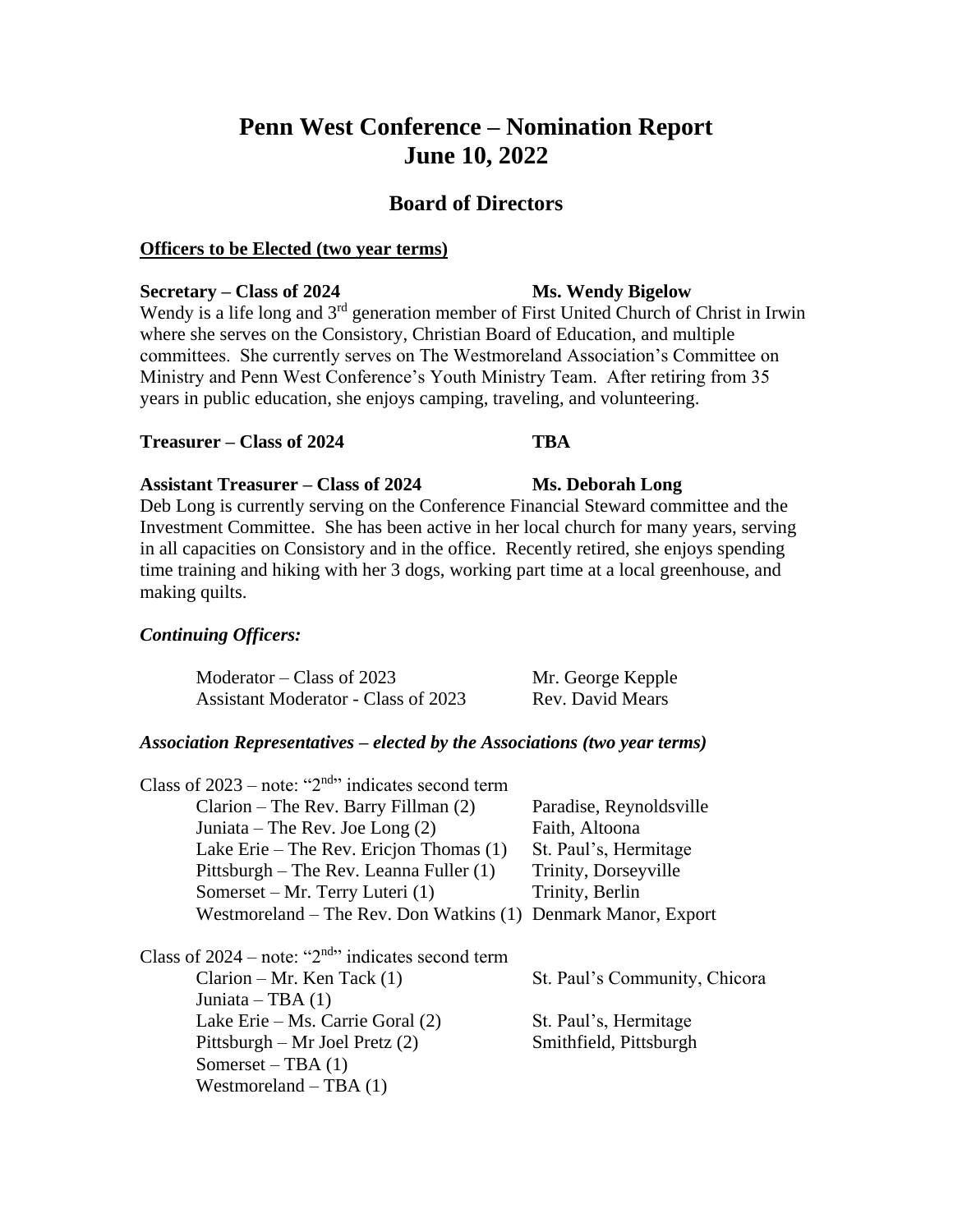# Penn West Conference – Nomination Report
# June 10, 2022

## Board of Directors

**Officers to be Elected (two year terms)**

**Secretary – Class of 2024** **Ms. Wendy Bigelow**

Wendy is a life long and 3rd generation member of First United Church of Christ in Irwin where she serves on the Consistory, Christian Board of Education, and multiple committees. She currently serves on The Westmoreland Association's Committee on Ministry and Penn West Conference's Youth Ministry Team. After retiring from 35 years in public education, she enjoys camping, traveling, and volunteering.

**Treasurer – Class of 2024** **TBA**

**Assistant Treasurer – Class of 2024** **Ms. Deborah Long**

Deb Long is currently serving on the Conference Financial Steward committee and the Investment Committee. She has been active in her local church for many years, serving in all capacities on Consistory and in the office. Recently retired, she enjoys spending time training and hiking with her 3 dogs, working part time at a local greenhouse, and making quilts.

***Continuing Officers:***

| | |
|---|---|
| Moderator – Class of 2023 | Mr. George Kepple |
| Assistant Moderator - Class of 2023 | Rev. David Mears |

***Association Representatives – elected by the Associations (two year terms)***

Class of 2023 – note: "2nd" indicates second term

| | |
|---|---|
| Clarion – The Rev. Barry Fillman (2) | Paradise, Reynoldsville |
| Juniata – The Rev. Joe Long (2) | Faith, Altoona |
| Lake Erie – The Rev. Ericjon Thomas (1) | St. Paul's, Hermitage |
| Pittsburgh – The Rev. Leanna Fuller (1) | Trinity, Dorseyville |
| Somerset – Mr. Terry Luteri (1) | Trinity, Berlin |
| Westmoreland – The Rev. Don Watkins (1) | Denmark Manor, Export |

Class of 2024 – note: "2nd" indicates second term

| | |
|---|---|
| Clarion – Mr. Ken Tack (1) | St. Paul's Community, Chicora |
| Juniata – TBA (1) | |
| Lake Erie – Ms. Carrie Goral (2) | St. Paul's, Hermitage |
| Pittsburgh – Mr Joel Pretz (2) | Smithfield, Pittsburgh |
| Somerset – TBA (1) | |
| Westmoreland – TBA (1) | |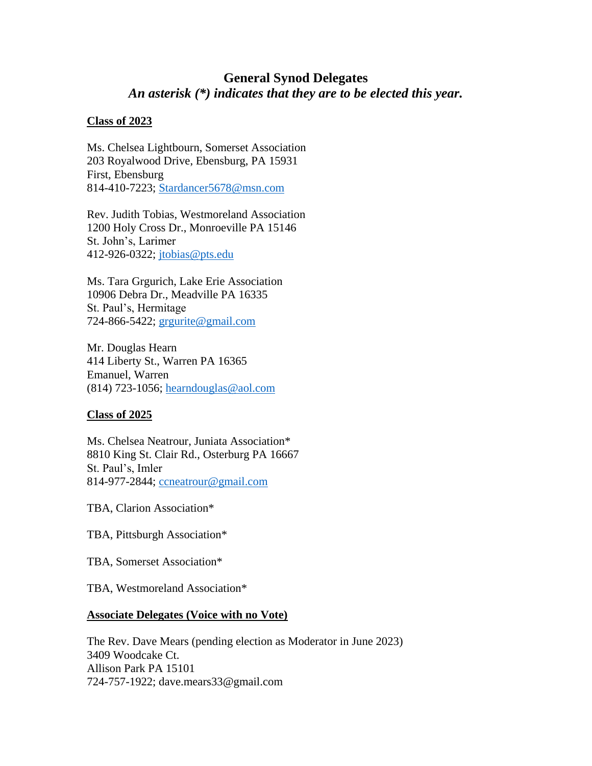# General Synod Delegates

***An asterisk (*) indicates that they are to be elected this year.***

## Class of 2023

Ms. Chelsea Lightbourn, Somerset Association
203 Royalwood Drive, Ebensburg, PA 15931
First, Ebensburg
814-410-7223; Stardancer5678@msn.com

Rev. Judith Tobias, Westmoreland Association
1200 Holy Cross Dr., Monroeville PA 15146
St. John's, Larimer
412-926-0322; jtobias@pts.edu

Ms. Tara Grgurich, Lake Erie Association
10906 Debra Dr., Meadville PA 16335
St. Paul's, Hermitage
724-866-5422; grgurite@gmail.com

Mr. Douglas Hearn
414 Liberty St., Warren PA 16365
Emanuel, Warren
(814) 723-1056; hearndouglas@aol.com

## Class of 2025

Ms. Chelsea Neatrour, Juniata Association*
8810 King St. Clair Rd., Osterburg PA 16667
St. Paul's, Imler
814-977-2844; ccneatrour@gmail.com

TBA, Clarion Association*

TBA, Pittsburgh Association*

TBA, Somerset Association*

TBA, Westmoreland Association*

## Associate Delegates (Voice with no Vote)

The Rev. Dave Mears (pending election as Moderator in June 2023)
3409 Woodcake Ct.
Allison Park PA 15101
724-757-1922; dave.mears33@gmail.com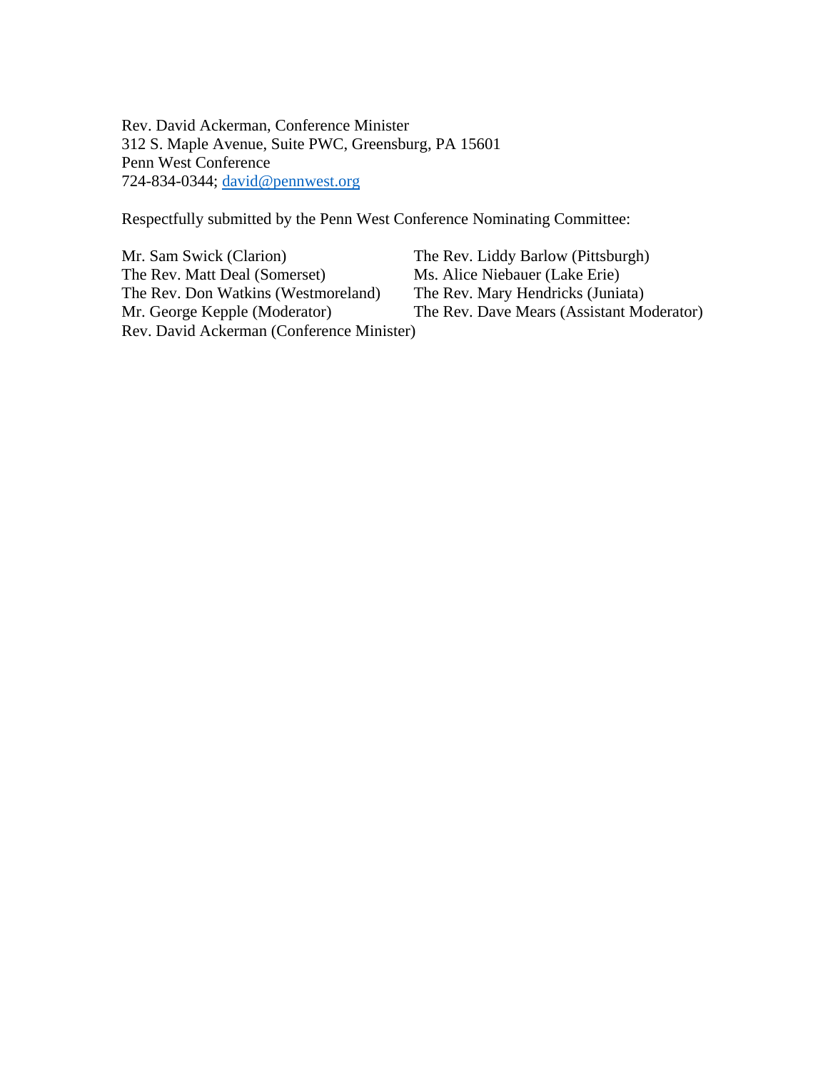Rev. David Ackerman, Conference Minister
312 S. Maple Avenue, Suite PWC, Greensburg, PA 15601
Penn West Conference
724-834-0344; david@pennwest.org

Respectfully submitted by the Penn West Conference Nominating Committee:

Mr. Sam Swick (Clarion)
The Rev. Matt Deal (Somerset)
The Rev. Don Watkins (Westmoreland)
Mr. George Kepple (Moderator)
The Rev. Liddy Barlow (Pittsburgh)
Ms. Alice Niebauer (Lake Erie)
The Rev. Mary Hendricks (Juniata)
The Rev. Dave Mears (Assistant Moderator)
Rev. David Ackerman (Conference Minister)